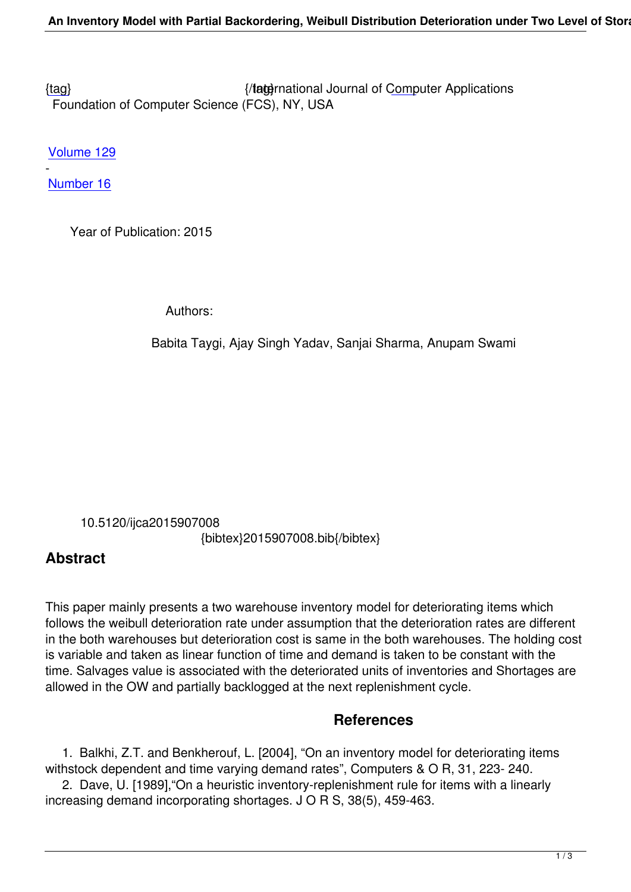{tag} {/tag} International Journal of Computer Applications
Foundation of Computer Science (FCS), NY, USA

Volume 129
-
Number 16

Year of Publication: 2015

Authors:

Babita Taygi, Ajay Singh Yadav, Sanjai Sharma, Anupam Swami

10.5120/ijca2015907008
{bibtex}2015907008.bib{/bibtex}

## Abstract

This paper mainly presents a two warehouse inventory model for deteriorating items which follows the weibull deterioration rate under assumption that the deterioration rates are different in the both warehouses but deterioration cost is same in the both warehouses. The holding cost is variable and taken as linear function of time and demand is taken to be constant with the time. Salvages value is associated with the deteriorated units of inventories and Shortages are allowed in the OW and partially backlogged at the next replenishment cycle.

## References

1. Balkhi, Z.T. and Benkherouf, L. [2004], "On an inventory model for deteriorating items withstock dependent and time varying demand rates", Computers & O R, 31, 223- 240.
2. Dave, U. [1989],"On a heuristic inventory-replenishment rule for items with a linearly increasing demand incorporating shortages. J O R S, 38(5), 459-463.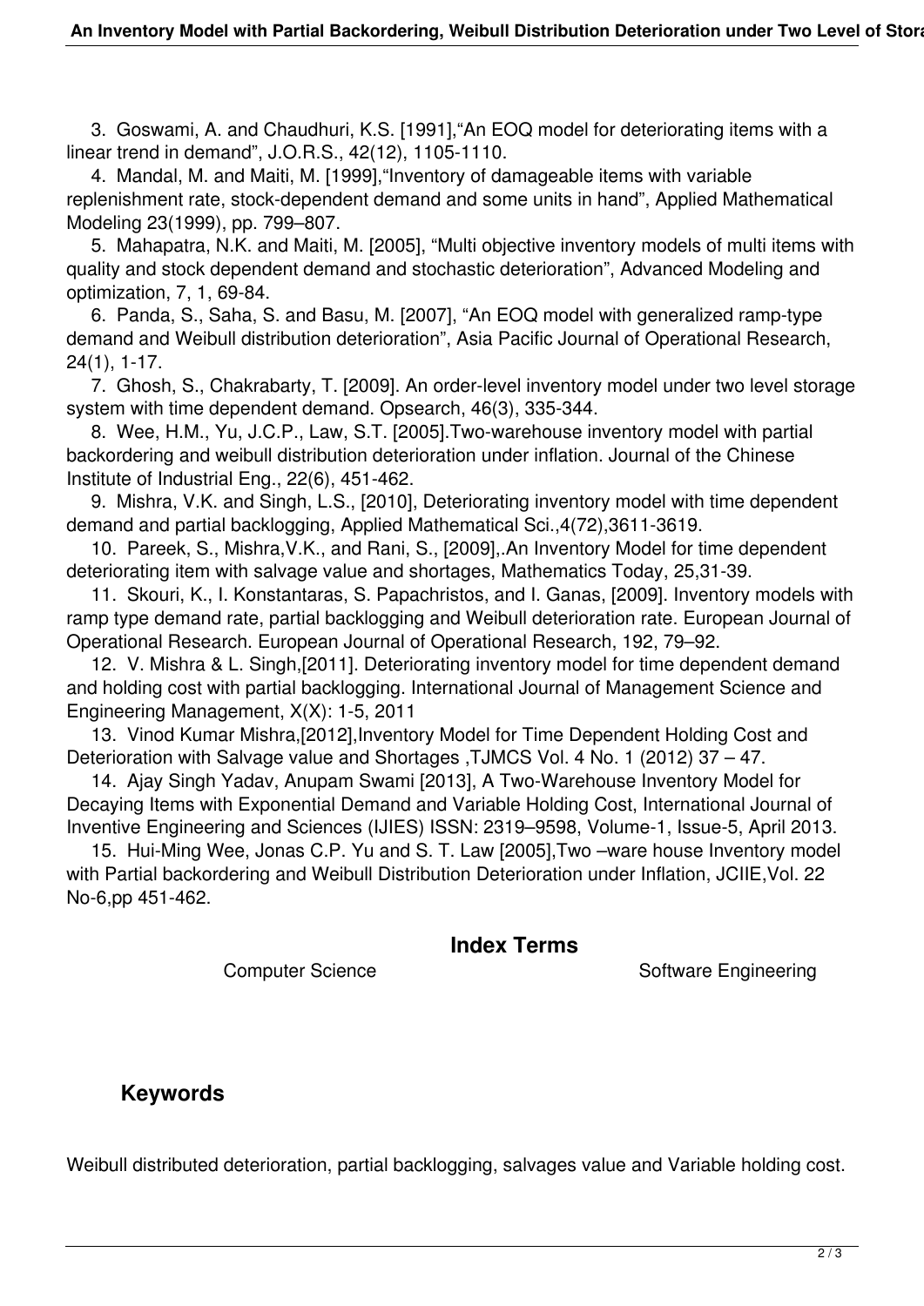3. Goswami, A. and Chaudhuri, K.S. [1991],"An EOQ model for deteriorating items with a linear trend in demand", J.O.R.S., 42(12), 1105-1110.

4. Mandal, M. and Maiti, M. [1999],"Inventory of damageable items with variable replenishment rate, stock-dependent demand and some units in hand", Applied Mathematical Modeling 23(1999), pp. 799–807.

5. Mahapatra, N.K. and Maiti, M. [2005], "Multi objective inventory models of multi items with quality and stock dependent demand and stochastic deterioration", Advanced Modeling and optimization, 7, 1, 69-84.

6. Panda, S., Saha, S. and Basu, M. [2007], "An EOQ model with generalized ramp-type demand and Weibull distribution deterioration", Asia Pacific Journal of Operational Research, 24(1), 1-17.

7. Ghosh, S., Chakrabarty, T. [2009]. An order-level inventory model under two level storage system with time dependent demand. Opsearch, 46(3), 335-344.

8. Wee, H.M., Yu, J.C.P., Law, S.T. [2005].Two-warehouse inventory model with partial backordering and weibull distribution deterioration under inflation. Journal of the Chinese Institute of Industrial Eng., 22(6), 451-462.

9. Mishra, V.K. and Singh, L.S., [2010], Deteriorating inventory model with time dependent demand and partial backlogging, Applied Mathematical Sci.,4(72),3611-3619.

10. Pareek, S., Mishra,V.K., and Rani, S., [2009],.An Inventory Model for time dependent deteriorating item with salvage value and shortages, Mathematics Today, 25,31-39.

11. Skouri, K., I. Konstantaras, S. Papachristos, and I. Ganas, [2009]. Inventory models with ramp type demand rate, partial backlogging and Weibull deterioration rate. European Journal of Operational Research. European Journal of Operational Research, 192, 79–92.

12. V. Mishra & L. Singh,[2011]. Deteriorating inventory model for time dependent demand and holding cost with partial backlogging. International Journal of Management Science and Engineering Management, X(X): 1-5, 2011

13. Vinod Kumar Mishra,[2012],Inventory Model for Time Dependent Holding Cost and Deterioration with Salvage value and Shortages ,TJMCS Vol. 4 No. 1 (2012) 37 – 47.

14. Ajay Singh Yadav, Anupam Swami [2013], A Two-Warehouse Inventory Model for Decaying Items with Exponential Demand and Variable Holding Cost, International Journal of Inventive Engineering and Sciences (IJIES) ISSN: 2319–9598, Volume-1, Issue-5, April 2013.

15. Hui-Ming Wee, Jonas C.P. Yu and S. T. Law [2005],Two –ware house Inventory model with Partial backordering and Weibull Distribution Deterioration under Inflation, JCIIE,Vol. 22 No-6,pp 451-462.

## Index Terms

Computer Science

Software Engineering

## Keywords

Weibull distributed deterioration, partial backlogging, salvages value and Variable holding cost.